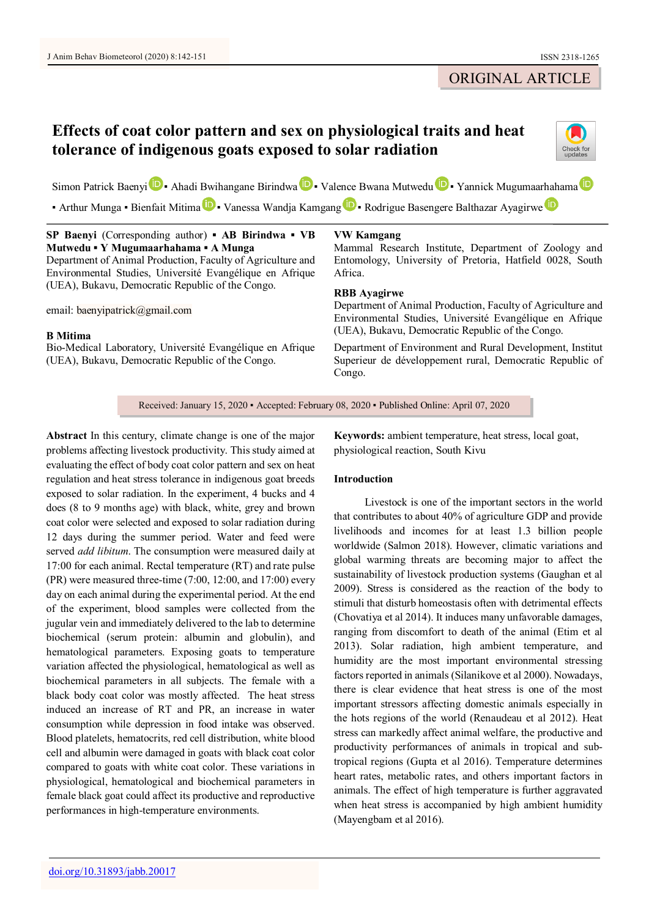ORIGINAL ARTICLE

# Effects of coat color pattern and sex on physiological traits and heat tolerance of indigenous goats exposed to solar radiation

Simon Patrick Baenyi ▪ Ahadi Bwihangane Birindwa ▪ Valence Bwana Mutwedu ▪ Yannick Mugumaarhahama ▪ Arthur Munga ▪ Bienfait Mitima ▪ Vanessa Wandja Kamgang ▪ Rodrigue Basengere Balthazar Ayagirwe

**SP Baenyi** (Corresponding author) ▪ **AB Birindwa** ▪ **VB Mutwedu** ▪ **Y Mugumaarhahama** ▪ **A Munga**
Department of Animal Production, Faculty of Agriculture and Environmental Studies, Université Evangélique en Afrique (UEA), Bukavu, Democratic Republic of the Congo.

email: baenyipatrick@gmail.com

**B Mitima**
Bio-Medical Laboratory, Université Evangélique en Afrique (UEA), Bukavu, Democratic Republic of the Congo.

**VW Kamgang**
Mammal Research Institute, Department of Zoology and Entomology, University of Pretoria, Hatfield 0028, South Africa.

**RBB Ayagirwe**
Department of Animal Production, Faculty of Agriculture and Environmental Studies, Université Evangélique en Afrique (UEA), Bukavu, Democratic Republic of the Congo.

Department of Environment and Rural Development, Institut Superieur de développement rural, Democratic Republic of Congo.

Received: January 15, 2020 ▪ Accepted: February 08, 2020 ▪ Published Online: April 07, 2020

**Abstract** In this century, climate change is one of the major problems affecting livestock productivity. This study aimed at evaluating the effect of body coat color pattern and sex on heat regulation and heat stress tolerance in indigenous goat breeds exposed to solar radiation. In the experiment, 4 bucks and 4 does (8 to 9 months age) with black, white, grey and brown coat color were selected and exposed to solar radiation during 12 days during the summer period. Water and feed were served *add libitum*. The consumption were measured daily at 17:00 for each animal. Rectal temperature (RT) and rate pulse (PR) were measured three-time (7:00, 12:00, and 17:00) every day on each animal during the experimental period. At the end of the experiment, blood samples were collected from the jugular vein and immediately delivered to the lab to determine biochemical (serum protein: albumin and globulin), and hematological parameters. Exposing goats to temperature variation affected the physiological, hematological as well as biochemical parameters in all subjects. The female with a black body coat color was mostly affected. The heat stress induced an increase of RT and PR, an increase in water consumption while depression in food intake was observed. Blood platelets, hematocrits, red cell distribution, white blood cell and albumin were damaged in goats with black coat color compared to goats with white coat color. These variations in physiological, hematological and biochemical parameters in female black goat could affect its productive and reproductive performances in high-temperature environments.

**Keywords:** ambient temperature, heat stress, local goat, physiological reaction, South Kivu

## Introduction

Livestock is one of the important sectors in the world that contributes to about 40% of agriculture GDP and provide livelihoods and incomes for at least 1.3 billion people worldwide (Salmon 2018). However, climatic variations and global warming threats are becoming major to affect the sustainability of livestock production systems (Gaughan et al 2009). Stress is considered as the reaction of the body to stimuli that disturb homeostasis often with detrimental effects (Chovatiya et al 2014). It induces many unfavorable damages, ranging from discomfort to death of the animal (Etim et al 2013). Solar radiation, high ambient temperature, and humidity are the most important environmental stressing factors reported in animals (Silanikove et al 2000). Nowadays, there is clear evidence that heat stress is one of the most important stressors affecting domestic animals especially in the hots regions of the world (Renaudeau et al 2012). Heat stress can markedly affect animal welfare, the productive and productivity performances of animals in tropical and sub-tropical regions (Gupta et al 2016). Temperature determines heart rates, metabolic rates, and others important factors in animals. The effect of high temperature is further aggravated when heat stress is accompanied by high ambient humidity (Mayengbam et al 2016).

doi.org/10.31893/jabb.20017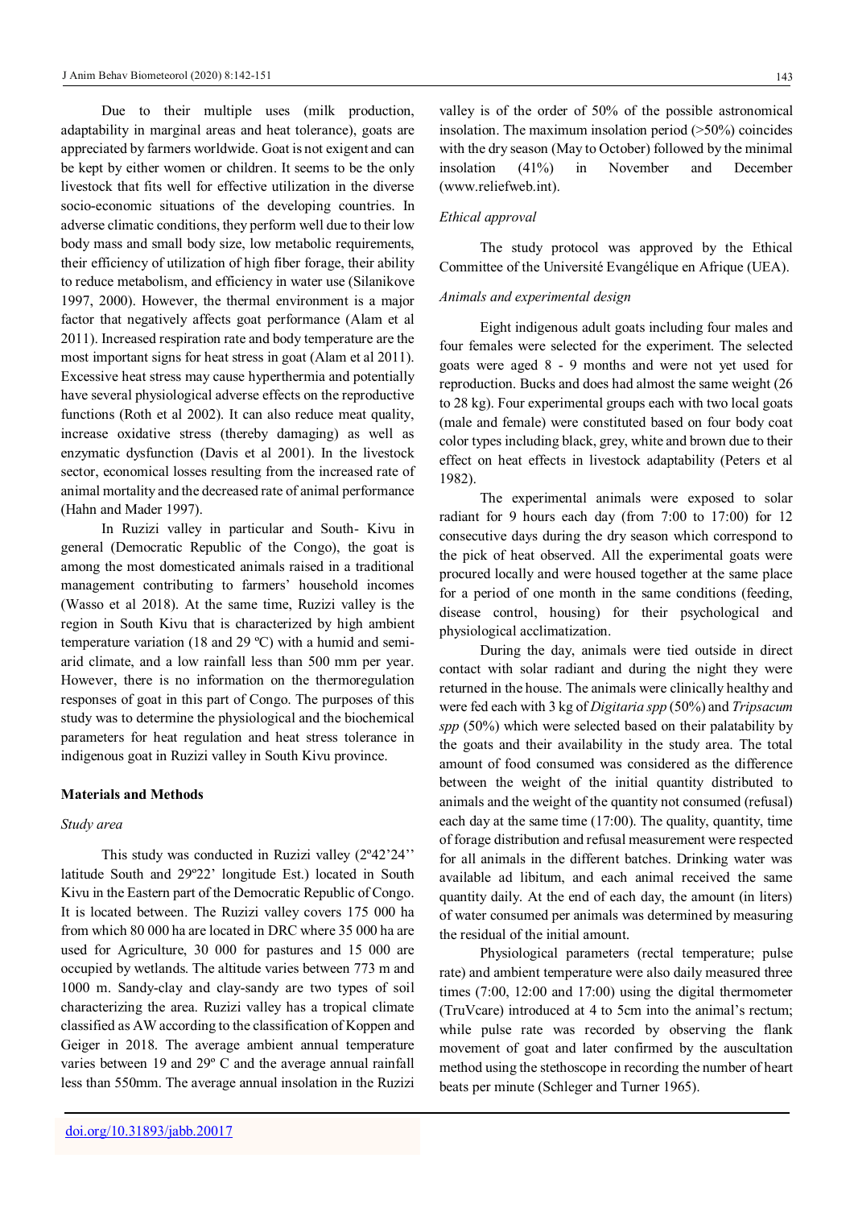Due to their multiple uses (milk production, adaptability in marginal areas and heat tolerance), goats are appreciated by farmers worldwide. Goat is not exigent and can be kept by either women or children. It seems to be the only livestock that fits well for effective utilization in the diverse socio-economic situations of the developing countries. In adverse climatic conditions, they perform well due to their low body mass and small body size, low metabolic requirements, their efficiency of utilization of high fiber forage, their ability to reduce metabolism, and efficiency in water use (Silanikove 1997, 2000). However, the thermal environment is a major factor that negatively affects goat performance (Alam et al 2011). Increased respiration rate and body temperature are the most important signs for heat stress in goat (Alam et al 2011). Excessive heat stress may cause hyperthermia and potentially have several physiological adverse effects on the reproductive functions (Roth et al 2002). It can also reduce meat quality, increase oxidative stress (thereby damaging) as well as enzymatic dysfunction (Davis et al 2001). In the livestock sector, economical losses resulting from the increased rate of animal mortality and the decreased rate of animal performance (Hahn and Mader 1997).

In Ruzizi valley in particular and South- Kivu in general (Democratic Republic of the Congo), the goat is among the most domesticated animals raised in a traditional management contributing to farmers' household incomes (Wasso et al 2018). At the same time, Ruzizi valley is the region in South Kivu that is characterized by high ambient temperature variation (18 and 29 ºC) with a humid and semi-arid climate, and a low rainfall less than 500 mm per year. However, there is no information on the thermoregulation responses of goat in this part of Congo. The purposes of this study was to determine the physiological and the biochemical parameters for heat regulation and heat stress tolerance in indigenous goat in Ruzizi valley in South Kivu province.

## Materials and Methods

### *Study area*

This study was conducted in Ruzizi valley (2º42'24'' latitude South and 29º22' longitude Est.) located in South Kivu in the Eastern part of the Democratic Republic of Congo. It is located between. The Ruzizi valley covers 175 000 ha from which 80 000 ha are located in DRC where 35 000 ha are used for Agriculture, 30 000 for pastures and 15 000 are occupied by wetlands. The altitude varies between 773 m and 1000 m. Sandy-clay and clay-sandy are two types of soil characterizing the area. Ruzizi valley has a tropical climate classified as AW according to the classification of Koppen and Geiger in 2018. The average ambient annual temperature varies between 19 and 29º C and the average annual rainfall less than 550mm. The average annual insolation in the Ruzizi valley is of the order of 50% of the possible astronomical insolation. The maximum insolation period (>50%) coincides with the dry season (May to October) followed by the minimal insolation (41%) in November and December (www.reliefweb.int).

### *Ethical approval*

The study protocol was approved by the Ethical Committee of the Université Evangélique en Afrique (UEA).

### *Animals and experimental design*

Eight indigenous adult goats including four males and four females were selected for the experiment. The selected goats were aged 8 - 9 months and were not yet used for reproduction. Bucks and does had almost the same weight (26 to 28 kg). Four experimental groups each with two local goats (male and female) were constituted based on four body coat color types including black, grey, white and brown due to their effect on heat effects in livestock adaptability (Peters et al 1982).

The experimental animals were exposed to solar radiant for 9 hours each day (from 7:00 to 17:00) for 12 consecutive days during the dry season which correspond to the pick of heat observed. All the experimental goats were procured locally and were housed together at the same place for a period of one month in the same conditions (feeding, disease control, housing) for their psychological and physiological acclimatization.

During the day, animals were tied outside in direct contact with solar radiant and during the night they were returned in the house. The animals were clinically healthy and were fed each with 3 kg of *Digitaria spp* (50%) and *Tripsacum spp* (50%) which were selected based on their palatability by the goats and their availability in the study area. The total amount of food consumed was considered as the difference between the weight of the initial quantity distributed to animals and the weight of the quantity not consumed (refusal) each day at the same time (17:00). The quality, quantity, time of forage distribution and refusal measurement were respected for all animals in the different batches. Drinking water was available ad libitum, and each animal received the same quantity daily. At the end of each day, the amount (in liters) of water consumed per animals was determined by measuring the residual of the initial amount.

Physiological parameters (rectal temperature; pulse rate) and ambient temperature were also daily measured three times (7:00, 12:00 and 17:00) using the digital thermometer (TruVcare) introduced at 4 to 5cm into the animal's rectum; while pulse rate was recorded by observing the flank movement of goat and later confirmed by the auscultation method using the stethoscope in recording the number of heart beats per minute (Schleger and Turner 1965).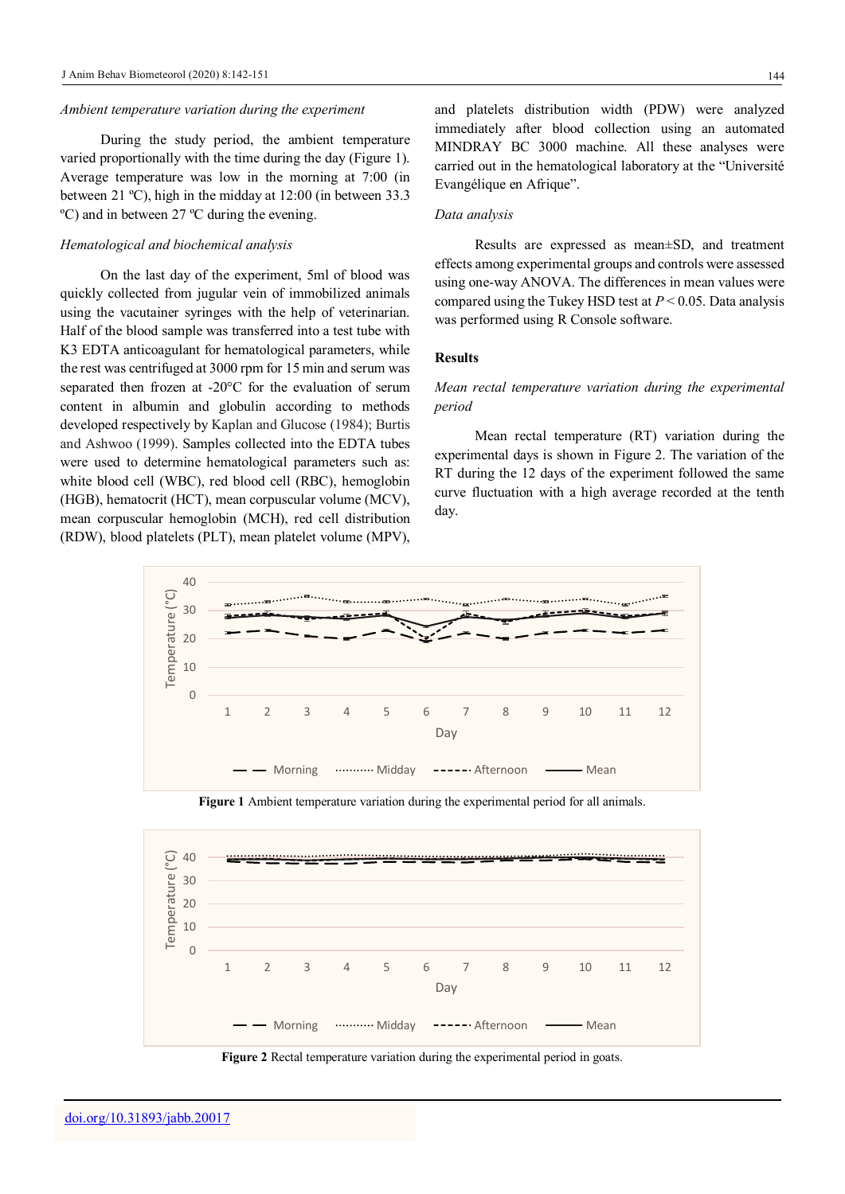*Ambient temperature variation during the experiment*

During the study period, the ambient temperature varied proportionally with the time during the day (Figure 1). Average temperature was low in the morning at 7:00 (in between 21 ºC), high in the midday at 12:00 (in between 33.3 ºC) and in between 27 ºC during the evening.

*Hematological and biochemical analysis*

On the last day of the experiment, 5ml of blood was quickly collected from jugular vein of immobilized animals using the vacutainer syringes with the help of veterinarian. Half of the blood sample was transferred into a test tube with K3 EDTA anticoagulant for hematological parameters, while the rest was centrifuged at 3000 rpm for 15 min and serum was separated then frozen at -20°C for the evaluation of serum content in albumin and globulin according to methods developed respectively by Kaplan and Glucose (1984); Burtis and Ashwoo (1999). Samples collected into the EDTA tubes were used to determine hematological parameters such as: white blood cell (WBC), red blood cell (RBC), hemoglobin (HGB), hematocrit (HCT), mean corpuscular volume (MCV), mean corpuscular hemoglobin (MCH), red cell distribution (RDW), blood platelets (PLT), mean platelet volume (MPV), and platelets distribution width (PDW) were analyzed immediately after blood collection using an automated MINDRAY BC 3000 machine. All these analyses were carried out in the hematological laboratory at the "Université Evangélique en Afrique".

*Data analysis*

Results are expressed as mean±SD, and treatment effects among experimental groups and controls were assessed using one-way ANOVA. The differences in mean values were compared using the Tukey HSD test at $P < 0.05$. Data analysis was performed using R Console software.

## Results

*Mean rectal temperature variation during the experimental period*

Mean rectal temperature (RT) variation during the experimental days is shown in Figure 2. The variation of the RT during the 12 days of the experiment followed the same curve fluctuation with a high average recorded at the tenth day.

**Figure 1** Ambient temperature variation during the experimental period for all animals.

**Figure 2** Rectal temperature variation during the experimental period in goats.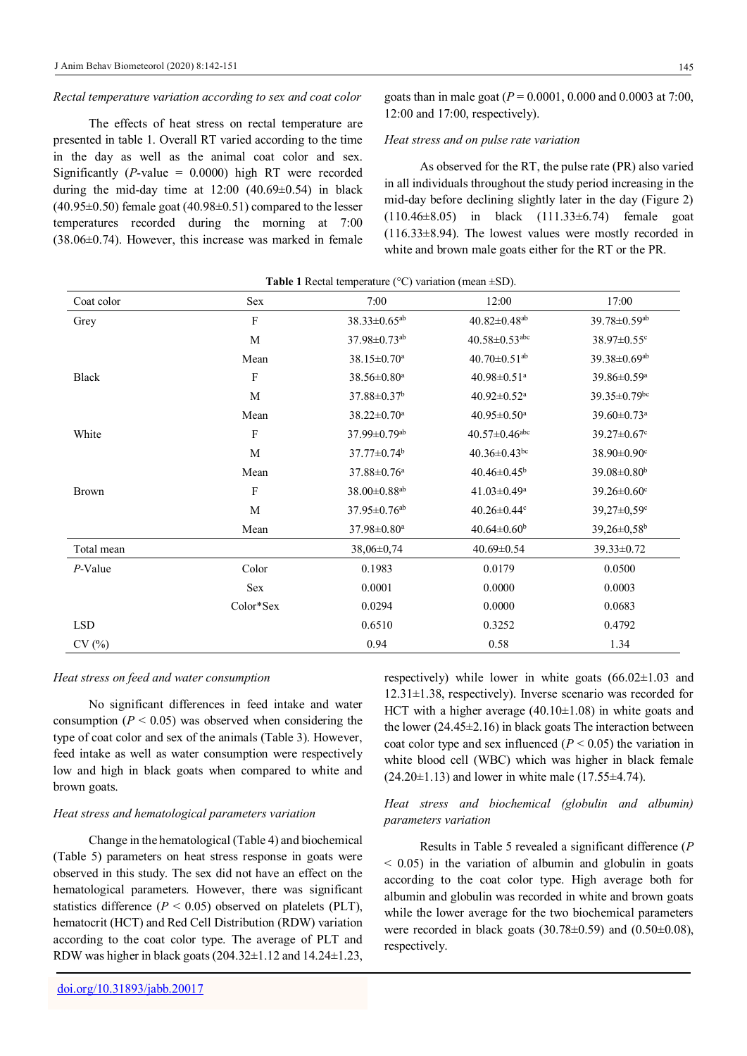*Rectal temperature variation according to sex and coat color*

The effects of heat stress on rectal temperature are presented in table 1. Overall RT varied according to the time in the day as well as the animal coat color and sex. Significantly (*P*-value = 0.0000) high RT were recorded during the mid-day time at 12:00 (40.69±0.54) in black (40.95±0.50) female goat (40.98±0.51) compared to the lesser temperatures recorded during the morning at 7:00 (38.06±0.74). However, this increase was marked in female goats than in male goat (*P* = 0.0001, 0.000 and 0.0003 at 7:00, 12:00 and 17:00, respectively).

*Heat stress and on pulse rate variation*

As observed for the RT, the pulse rate (PR) also varied in all individuals throughout the study period increasing in the mid-day before declining slightly later in the day (Figure 2) (110.46±8.05) in black (111.33±6.74) female goat (116.33±8.94). The lowest values were mostly recorded in white and brown male goats either for the RT or the PR.

**Table 1** Rectal temperature (°C) variation (mean ±SD).

| Coat color | Sex | 7:00 | 12:00 | 17:00 |
|---|---|---|---|---|
| Grey | F | 38.33±0.65[ab] | 40.82±0.48[ab] | 39.78±0.59[ab] |
| | M | 37.98±0.73[ab] | 40.58±0.53[abc] | 38.97±0.55[c] |
| | Mean | 38.15±0.70[a] | 40.70±0.51[ab] | 39.38±0.69[ab] |
| Black | F | 38.56±0.80[a] | 40.98±0.51[a] | 39.86±0.59[a] |
| | M | 37.88±0.37[b] | 40.92±0.52[a] | 39.35±0.79[bc] |
| | Mean | 38.22±0.70[a] | 40.95±0.50[a] | 39.60±0.73[a] |
| White | F | 37.99±0.79[ab] | 40.57±0.46[abc] | 39.27±0.67[c] |
| | M | 37.77±0.74[b] | 40.36±0.43[bc] | 38.90±0.90[c] |
| | Mean | 37.88±0.76[a] | 40.46±0.45[b] | 39.08±0.80[b] |
| Brown | F | 38.00±0.88[ab] | 41.03±0.49[a] | 39.26±0.60[c] |
| | M | 37.95±0.76[ab] | 40.26±0.44[c] | 39,27±0,59[c] |
| | Mean | 37.98±0.80[a] | 40.64±0.60[b] | 39,26±0,58[b] |
| Total mean | | 38,06±0,74 | 40.69±0.54 | 39.33±0.72 |
| *P*-Value | Color | 0.1983 | 0.0179 | 0.0500 |
| | Sex | 0.0001 | 0.0000 | 0.0003 |
| | Color*Sex | 0.0294 | 0.0000 | 0.0683 |
| LSD | | 0.6510 | 0.3252 | 0.4792 |
| CV (%) | | 0.94 | 0.58 | 1.34 |

*Heat stress on feed and water consumption*

No significant differences in feed intake and water consumption (*P* < 0.05) was observed when considering the type of coat color and sex of the animals (Table 3). However, feed intake as well as water consumption were respectively low and high in black goats when compared to white and brown goats.

*Heat stress and hematological parameters variation*

Change in the hematological (Table 4) and biochemical (Table 5) parameters on heat stress response in goats were observed in this study. The sex did not have an effect on the hematological parameters. However, there was significant statistics difference (*P* < 0.05) observed on platelets (PLT), hematocrit (HCT) and Red Cell Distribution (RDW) variation according to the coat color type. The average of PLT and RDW was higher in black goats (204.32±1.12 and 14.24±1.23, respectively) while lower in white goats (66.02±1.03 and 12.31±1.38, respectively). Inverse scenario was recorded for HCT with a higher average (40.10±1.08) in white goats and the lower (24.45±2.16) in black goats The interaction between coat color type and sex influenced (*P* < 0.05) the variation in white blood cell (WBC) which was higher in black female (24.20±1.13) and lower in white male (17.55±4.74).

*Heat stress and biochemical (globulin and albumin) parameters variation*

Results in Table 5 revealed a significant difference (*P* < 0.05) in the variation of albumin and globulin in goats according to the coat color type. High average both for albumin and globulin was recorded in white and brown goats while the lower average for the two biochemical parameters were recorded in black goats (30.78±0.59) and (0.50±0.08), respectively.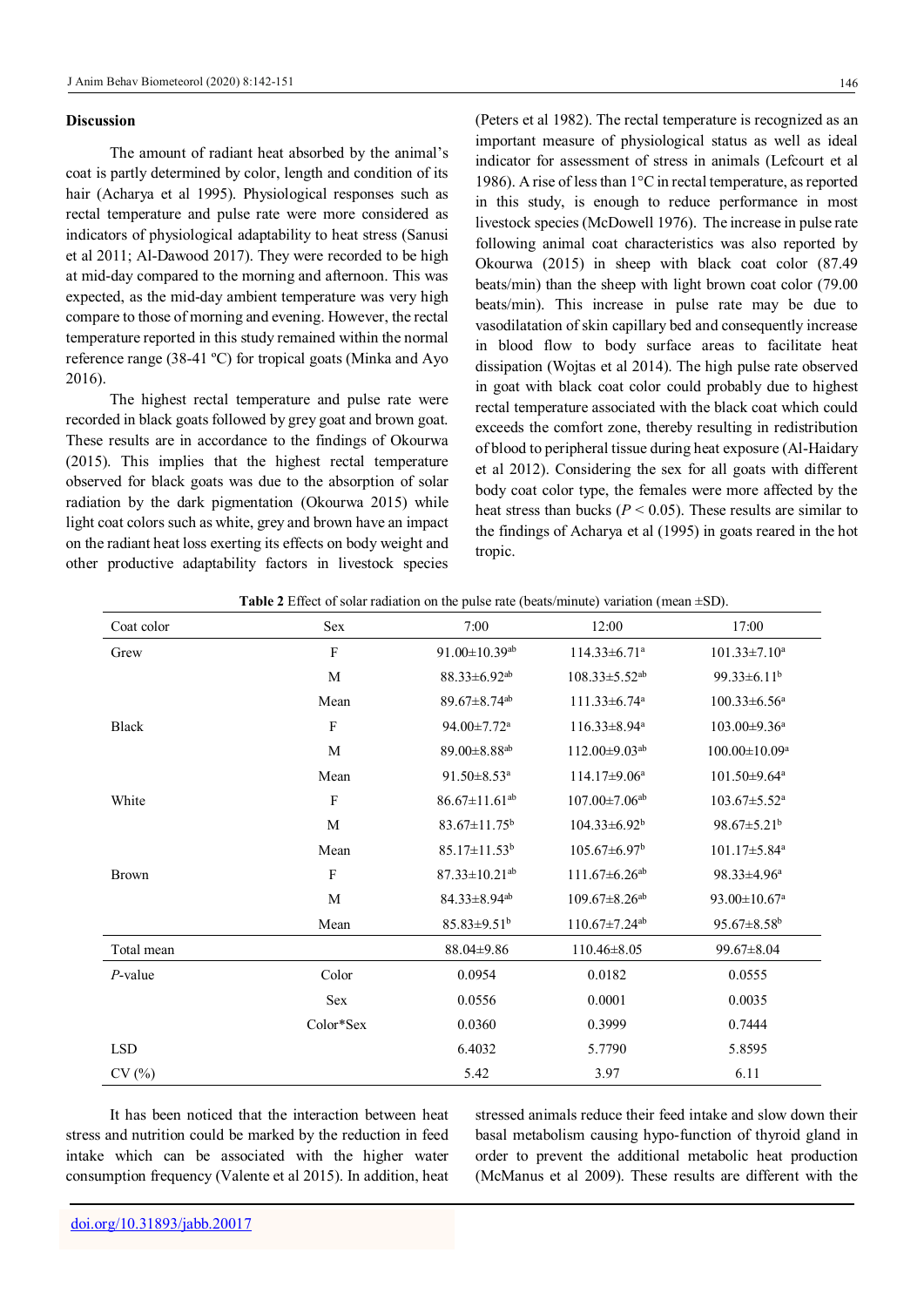## Discussion

The amount of radiant heat absorbed by the animal's coat is partly determined by color, length and condition of its hair (Acharya et al 1995). Physiological responses such as rectal temperature and pulse rate were more considered as indicators of physiological adaptability to heat stress (Sanusi et al 2011; Al-Dawood 2017). They were recorded to be high at mid-day compared to the morning and afternoon. This was expected, as the mid-day ambient temperature was very high compare to those of morning and evening. However, the rectal temperature reported in this study remained within the normal reference range (38-41 ºC) for tropical goats (Minka and Ayo 2016).

The highest rectal temperature and pulse rate were recorded in black goats followed by grey goat and brown goat. These results are in accordance to the findings of Okourwa (2015). This implies that the highest rectal temperature observed for black goats was due to the absorption of solar radiation by the dark pigmentation (Okourwa 2015) while light coat colors such as white, grey and brown have an impact on the radiant heat loss exerting its effects on body weight and other productive adaptability factors in livestock species (Peters et al 1982). The rectal temperature is recognized as an important measure of physiological status as well as ideal indicator for assessment of stress in animals (Lefcourt et al 1986). A rise of less than 1°C in rectal temperature, as reported in this study, is enough to reduce performance in most livestock species (McDowell 1976). The increase in pulse rate following animal coat characteristics was also reported by Okourwa (2015) in sheep with black coat color (87.49 beats/min) than the sheep with light brown coat color (79.00 beats/min). This increase in pulse rate may be due to vasodilatation of skin capillary bed and consequently increase in blood flow to body surface areas to facilitate heat dissipation (Wojtas et al 2014). The high pulse rate observed in goat with black coat color could probably due to highest rectal temperature associated with the black coat which could exceeds the comfort zone, thereby resulting in redistribution of blood to peripheral tissue during heat exposure (Al-Haidary et al 2012). Considering the sex for all goats with different body coat color type, the females were more affected by the heat stress than bucks ($P < 0.05$). These results are similar to the findings of Acharya et al (1995) in goats reared in the hot tropic.

**Table 2** Effect of solar radiation on the pulse rate (beats/minute) variation (mean ±SD).

| Coat color | Sex | 7:00 | 12:00 | 17:00 |
|---|---|---|---|---|
| Grew | F | 91.00±10.39[ab] | 114.33±6.71[a] | 101.33±7.10[a] |
| | M | 88.33±6.92[ab] | 108.33±5.52[ab] | 99.33±6.11[b] |
| | Mean | 89.67±8.74[ab] | 111.33±6.74[a] | 100.33±6.56[a] |
| Black | F | 94.00±7.72[a] | 116.33±8.94[a] | 103.00±9.36[a] |
| | M | 89.00±8.88[ab] | 112.00±9.03[ab] | 100.00±10.09[a] |
| | Mean | 91.50±8.53[a] | 114.17±9.06[a] | 101.50±9.64[a] |
| White | F | 86.67±11.61[ab] | 107.00±7.06[ab] | 103.67±5.52[a] |
| | M | 83.67±11.75[b] | 104.33±6.92[b] | 98.67±5.21[b] |
| | Mean | 85.17±11.53[b] | 105.67±6.97[b] | 101.17±5.84[a] |
| Brown | F | 87.33±10.21[ab] | 111.67±6.26[ab] | 98.33±4.96[a] |
| | M | 84.33±8.94[ab] | 109.67±8.26[ab] | 93.00±10.67[a] |
| | Mean | 85.83±9.51[b] | 110.67±7.24[ab] | 95.67±8.58[b] |
| Total mean | | 88.04±9.86 | 110.46±8.05 | 99.67±8.04 |
| *P*-value | Color | 0.0954 | 0.0182 | 0.0555 |
| | Sex | 0.0556 | 0.0001 | 0.0035 |
| | Color*Sex | 0.0360 | 0.3999 | 0.7444 |
| LSD | | 6.4032 | 5.7790 | 5.8595 |
| CV (%) | | 5.42 | 3.97 | 6.11 |

It has been noticed that the interaction between heat stress and nutrition could be marked by the reduction in feed intake which can be associated with the higher water consumption frequency (Valente et al 2015). In addition, heat stressed animals reduce their feed intake and slow down their basal metabolism causing hypo-function of thyroid gland in order to prevent the additional metabolic heat production (McManus et al 2009). These results are different with the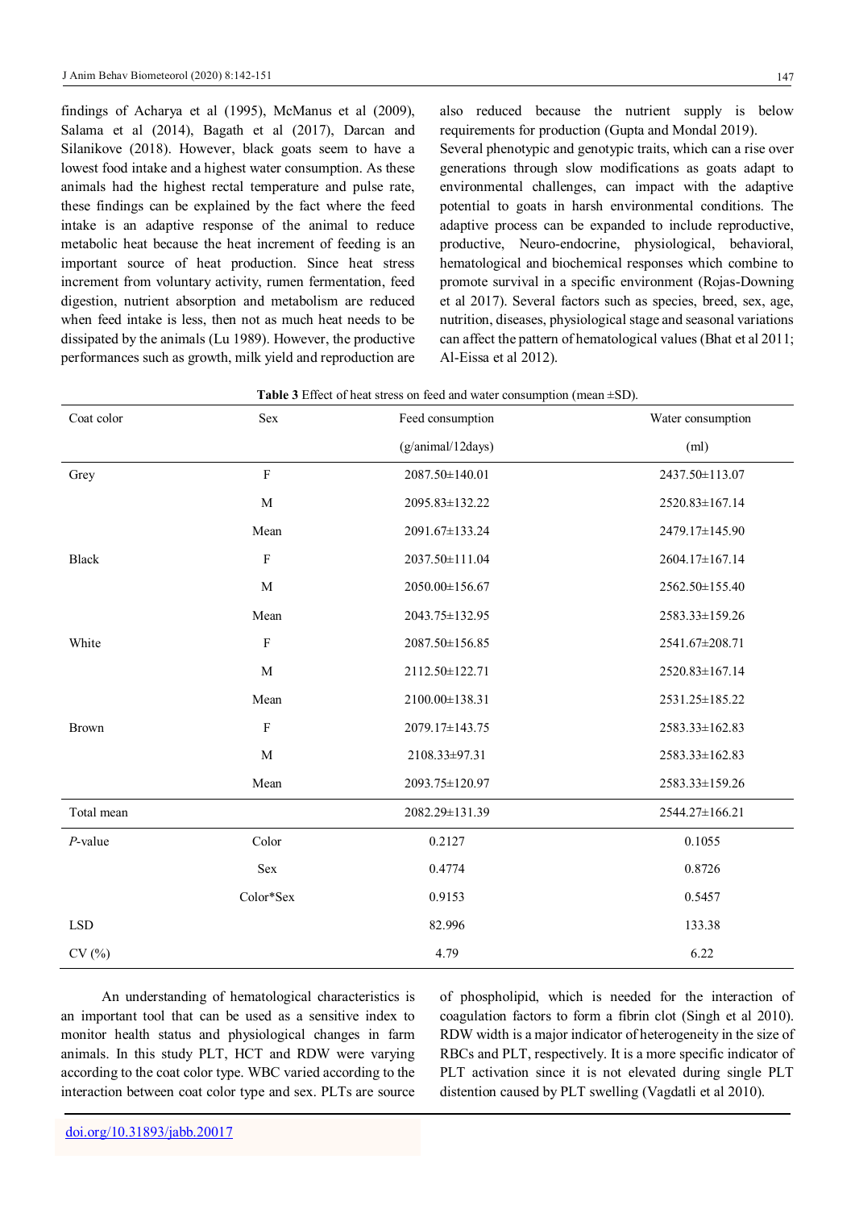findings of Acharya et al (1995), McManus et al (2009), Salama et al (2014), Bagath et al (2017), Darcan and Silanikove (2018). However, black goats seem to have a lowest food intake and a highest water consumption. As these animals had the highest rectal temperature and pulse rate, these findings can be explained by the fact where the feed intake is an adaptive response of the animal to reduce metabolic heat because the heat increment of feeding is an important source of heat production. Since heat stress increment from voluntary activity, rumen fermentation, feed digestion, nutrient absorption and metabolism are reduced when feed intake is less, then not as much heat needs to be dissipated by the animals (Lu 1989). However, the productive performances such as growth, milk yield and reproduction are also reduced because the nutrient supply is below requirements for production (Gupta and Mondal 2019).

Several phenotypic and genotypic traits, which can a rise over generations through slow modifications as goats adapt to environmental challenges, can impact with the adaptive potential to goats in harsh environmental conditions. The adaptive process can be expanded to include reproductive, productive, Neuro-endocrine, physiological, behavioral, hematological and biochemical responses which combine to promote survival in a specific environment (Rojas-Downing et al 2017). Several factors such as species, breed, sex, age, nutrition, diseases, physiological stage and seasonal variations can affect the pattern of hematological values (Bhat et al 2011; Al-Eissa et al 2012).

**Table 3** Effect of heat stress on feed and water consumption (mean ±SD).

| Coat color | Sex | Feed consumption (g/animal/12days) | Water consumption (ml) |
|---|---|---|---|
| Grey | F | 2087.50±140.01 | 2437.50±113.07 |
| | M | 2095.83±132.22 | 2520.83±167.14 |
| | Mean | 2091.67±133.24 | 2479.17±145.90 |
| Black | F | 2037.50±111.04 | 2604.17±167.14 |
| | M | 2050.00±156.67 | 2562.50±155.40 |
| | Mean | 2043.75±132.95 | 2583.33±159.26 |
| White | F | 2087.50±156.85 | 2541.67±208.71 |
| | M | 2112.50±122.71 | 2520.83±167.14 |
| | Mean | 2100.00±138.31 | 2531.25±185.22 |
| Brown | F | 2079.17±143.75 | 2583.33±162.83 |
| | M | 2108.33±97.31 | 2583.33±162.83 |
| | Mean | 2093.75±120.97 | 2583.33±159.26 |
| Total mean | | 2082.29±131.39 | 2544.27±166.21 |
| *P*-value | Color | 0.2127 | 0.1055 |
| | Sex | 0.4774 | 0.8726 |
| | Color*Sex | 0.9153 | 0.5457 |
| LSD | | 82.996 | 133.38 |
| CV (%) | | 4.79 | 6.22 |

An understanding of hematological characteristics is an important tool that can be used as a sensitive index to monitor health status and physiological changes in farm animals. In this study PLT, HCT and RDW were varying according to the coat color type. WBC varied according to the interaction between coat color type and sex. PLTs are source of phospholipid, which is needed for the interaction of coagulation factors to form a fibrin clot (Singh et al 2010). RDW width is a major indicator of heterogeneity in the size of RBCs and PLT, respectively. It is a more specific indicator of PLT activation since it is not elevated during single PLT distention caused by PLT swelling (Vagdatli et al 2010).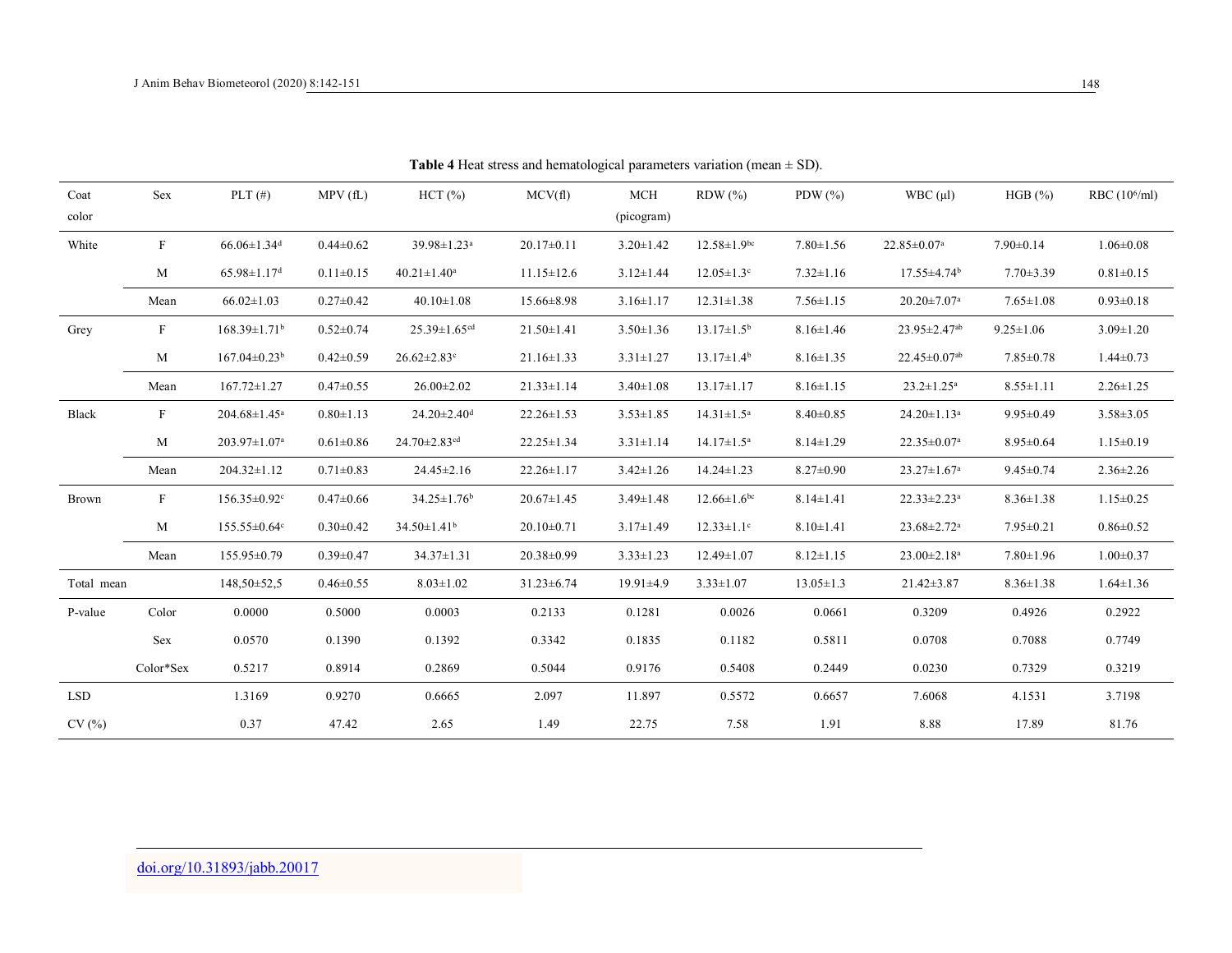**Table 4** Heat stress and hematological parameters variation (mean ± SD).

| Coat color | Sex | PLT (#) | MPV (fL) | HCT (%) | MCV(fl) | MCH (picogram) | RDW (%) | PDW (%) | WBC (µl) | HGB (%) | RBC ($10^6$/ml) |
|---|---|---|---|---|---|---|---|---|---|---|---|
| White | F | 66.06±1.34[d] | 0.44±0.62 | 39.98±1.23[a] | 20.17±0.11 | 3.20±1.42 | 12.58±1.9[bc] | 7.80±1.56 | 22.85±0.07[a] | 7.90±0.14 | 1.06±0.08 |
| | M | 65.98±1.17[d] | 0.11±0.15 | 40.21±1.40[a] | 11.15±12.6 | 3.12±1.44 | 12.05±1.3[c] | 7.32±1.16 | 17.55±4.74[b] | 7.70±3.39 | 0.81±0.15 |
| | Mean | 66.02±1.03 | 0.27±0.42 | 40.10±1.08 | 15.66±8.98 | 3.16±1.17 | 12.31±1.38 | 7.56±1.15 | 20.20±7.07[a] | 7.65±1.08 | 0.93±0.18 |
| Grey | F | 168.39±1.71[b] | 0.52±0.74 | 25.39±1.65[cd] | 21.50±1.41 | 3.50±1.36 | 13.17±1.5[b] | 8.16±1.46 | 23.95±2.47[ab] | 9.25±1.06 | 3.09±1.20 |
| | M | 167.04±0.23[b] | 0.42±0.59 | 26.62±2.83[c] | 21.16±1.33 | 3.31±1.27 | 13.17±1.4[b] | 8.16±1.35 | 22.45±0.07[ab] | 7.85±0.78 | 1.44±0.73 |
| | Mean | 167.72±1.27 | 0.47±0.55 | 26.00±2.02 | 21.33±1.14 | 3.40±1.08 | 13.17±1.17 | 8.16±1.15 | 23.2±1.25[a] | 8.55±1.11 | 2.26±1.25 |
| Black | F | 204.68±1.45[a] | 0.80±1.13 | 24.20±2.40[d] | 22.26±1.53 | 3.53±1.85 | 14.31±1.5[a] | 8.40±0.85 | 24.20±1.13[a] | 9.95±0.49 | 3.58±3.05 |
| | M | 203.97±1.07[a] | 0.61±0.86 | 24.70±2.83[cd] | 22.25±1.34 | 3.31±1.14 | 14.17±1.5[a] | 8.14±1.29 | 22.35±0.07[a] | 8.95±0.64 | 1.15±0.19 |
| | Mean | 204.32±1.12 | 0.71±0.83 | 24.45±2.16 | 22.26±1.17 | 3.42±1.26 | 14.24±1.23 | 8.27±0.90 | 23.27±1.67[a] | 9.45±0.74 | 2.36±2.26 |
| Brown | F | 156.35±0.92[c] | 0.47±0.66 | 34.25±1.76[b] | 20.67±1.45 | 3.49±1.48 | 12.66±1.6[bc] | 8.14±1.41 | 22.33±2.23[a] | 8.36±1.38 | 1.15±0.25 |
| | M | 155.55±0.64[c] | 0.30±0.42 | 34.50±1.41[b] | 20.10±0.71 | 3.17±1.49 | 12.33±1.1[c] | 8.10±1.41 | 23.68±2.72[a] | 7.95±0.21 | 0.86±0.52 |
| | Mean | 155.95±0.79 | 0.39±0.47 | 34.37±1.31 | 20.38±0.99 | 3.33±1.23 | 12.49±1.07 | 8.12±1.15 | 23.00±2.18[a] | 7.80±1.96 | 1.00±0.37 |
| Total mean | | 148,50±52,5 | 0.46±0.55 | 8.03±1.02 | 31.23±6.74 | 19.91±4.9 | 3.33±1.07 | 13.05±1.3 | 21.42±3.87 | 8.36±1.38 | 1.64±1.36 |
| P-value | Color | 0.0000 | 0.5000 | 0.0003 | 0.2133 | 0.1281 | 0.0026 | 0.0661 | 0.3209 | 0.4926 | 0.2922 |
| | Sex | 0.0570 | 0.1390 | 0.1392 | 0.3342 | 0.1835 | 0.1182 | 0.5811 | 0.0708 | 0.7088 | 0.7749 |
| | Color*Sex | 0.5217 | 0.8914 | 0.2869 | 0.5044 | 0.9176 | 0.5408 | 0.2449 | 0.0230 | 0.7329 | 0.3219 |
| LSD | | 1.3169 | 0.9270 | 0.6665 | 2.097 | 11.897 | 0.5572 | 0.6657 | 7.6068 | 4.1531 | 3.7198 |
| CV (%) | | 0.37 | 47.42 | 2.65 | 1.49 | 22.75 | 7.58 | 1.91 | 8.88 | 17.89 | 81.76 |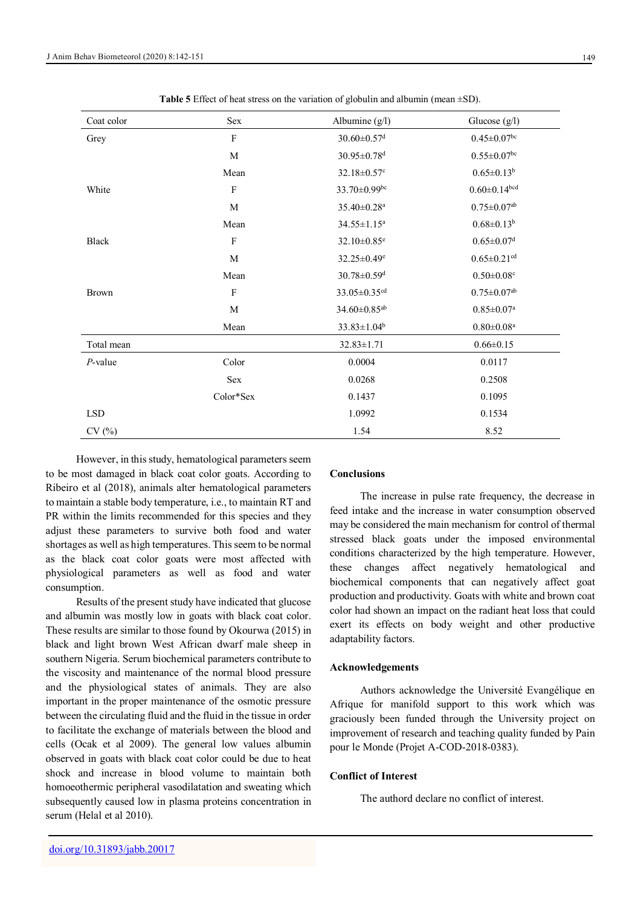**Table 5** Effect of heat stress on the variation of globulin and albumin (mean ±SD).

| Coat color | Sex | Albumine (g/l) | Glucose (g/l) |
|---|---|---|---|
| Grey | F | 30.60±0.57[d] | 0.45±0.07[bc] |
| | M | 30.95±0.78[d] | 0.55±0.07[bc] |
| | Mean | 32.18±0.57[c] | 0.65±0.13[b] |
| White | F | 33.70±0.99[bc] | 0.60±0.14[bcd] |
| | M | 35.40±0.28[a] | 0.75±0.07[ab] |
| | Mean | 34.55±1.15[a] | 0.68±0.13[b] |
| Black | F | 32.10±0.85[e] | 0.65±0.07[d] |
| | M | 32.25±0.49[e] | 0.65±0.21[cd] |
| | Mean | 30.78±0.59[d] | 0.50±0.08[c] |
| Brown | F | 33.05±0.35[cd] | 0.75±0.07[ab] |
| | M | 34.60±0.85[ab] | 0.85±0.07[a] |
| | Mean | 33.83±1.04[b] | 0.80±0.08[a] |
| Total mean | | 32.83±1.71 | 0.66±0.15 |
| *P*-value | Color | 0.0004 | 0.0117 |
| | Sex | 0.0268 | 0.2508 |
| | Color*Sex | 0.1437 | 0.1095 |
| LSD | | 1.0992 | 0.1534 |
| CV (%) | | 1.54 | 8.52 |

However, in this study, hematological parameters seem to be most damaged in black coat color goats. According to Ribeiro et al (2018), animals alter hematological parameters to maintain a stable body temperature, i.e., to maintain RT and PR within the limits recommended for this species and they adjust these parameters to survive both food and water shortages as well as high temperatures. This seem to be normal as the black coat color goats were most affected with physiological parameters as well as food and water consumption.

Results of the present study have indicated that glucose and albumin was mostly low in goats with black coat color. These results are similar to those found by Okourwa (2015) in black and light brown West African dwarf male sheep in southern Nigeria. Serum biochemical parameters contribute to the viscosity and maintenance of the normal blood pressure and the physiological states of animals. They are also important in the proper maintenance of the osmotic pressure between the circulating fluid and the fluid in the tissue in order to facilitate the exchange of materials between the blood and cells (Ocak et al 2009). The general low values albumin observed in goats with black coat color could be due to heat shock and increase in blood volume to maintain both homoeothermic peripheral vasodilatation and sweating which subsequently caused low in plasma proteins concentration in serum (Helal et al 2010).

## Conclusions

The increase in pulse rate frequency, the decrease in feed intake and the increase in water consumption observed may be considered the main mechanism for control of thermal stressed black goats under the imposed environmental conditions characterized by the high temperature. However, these changes affect negatively hematological and biochemical components that can negatively affect goat production and productivity. Goats with white and brown coat color had shown an impact on the radiant heat loss that could exert its effects on body weight and other productive adaptability factors.

## Acknowledgements

Authors acknowledge the Université Evangélique en Afrique for manifold support to this work which was graciously been funded through the University project on improvement of research and teaching quality funded by Pain pour le Monde (Projet A-COD-2018-0383).

## Conflict of Interest

The authord declare no conflict of interest.

doi.org/10.31893/jabb.20017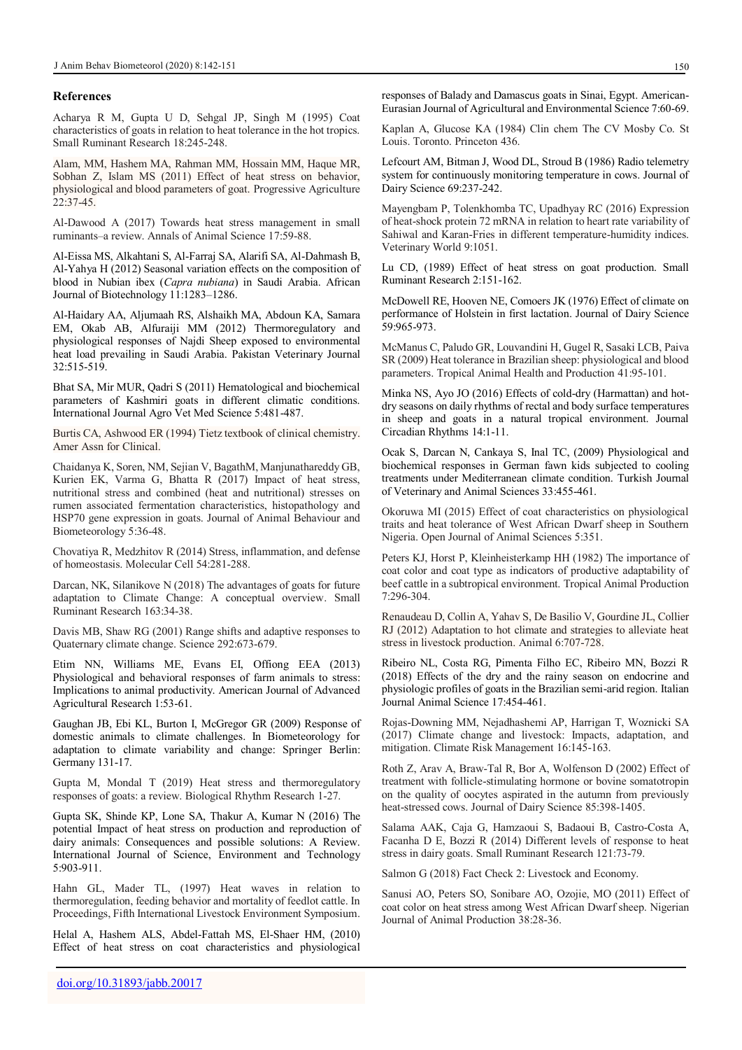## References

Acharya R M, Gupta U D, Sehgal JP, Singh M (1995) Coat characteristics of goats in relation to heat tolerance in the hot tropics. Small Ruminant Research 18:245-248.

Alam, MM, Hashem MA, Rahman MM, Hossain MM, Haque MR, Sobhan Z, Islam MS (2011) Effect of heat stress on behavior, physiological and blood parameters of goat. Progressive Agriculture 22:37-45.

Al-Dawood A (2017) Towards heat stress management in small ruminants–a review. Annals of Animal Science 17:59-88.

Al-Eissa MS, Alkahtani S, Al-Farraj SA, Alarifi SA, Al-Dahmash B, Al-Yahya H (2012) Seasonal variation effects on the composition of blood in Nubian ibex (*Capra nubiana*) in Saudi Arabia. African Journal of Biotechnology 11:1283–1286.

Al-Haidary AA, Aljumaah RS, Alshaikh MA, Abdoun KA, Samara EM, Okab AB, Alfuraiji MM (2012) Thermoregulatory and physiological responses of Najdi Sheep exposed to environmental heat load prevailing in Saudi Arabia. Pakistan Veterinary Journal 32:515-519.

Bhat SA, Mir MUR, Qadri S (2011) Hematological and biochemical parameters of Kashmiri goats in different climatic conditions. International Journal Agro Vet Med Science 5:481-487.

Burtis CA, Ashwood ER (1994) Tietz textbook of clinical chemistry. Amer Assn for Clinical.

Chaidanya K, Soren, NM, Sejian V, BagathM, Manjunathareddy GB, Kurien EK, Varma G, Bhatta R (2017) Impact of heat stress, nutritional stress and combined (heat and nutritional) stresses on rumen associated fermentation characteristics, histopathology and HSP70 gene expression in goats. Journal of Animal Behaviour and Biometeorology 5:36-48.

Chovatiya R, Medzhitov R (2014) Stress, inflammation, and defense of homeostasis. Molecular Cell 54:281-288.

Darcan, NK, Silanikove N (2018) The advantages of goats for future adaptation to Climate Change: A conceptual overview. Small Ruminant Research 163:34-38.

Davis MB, Shaw RG (2001) Range shifts and adaptive responses to Quaternary climate change. Science 292:673-679.

Etim NN, Williams ME, Evans EI, Offiong EEA (2013) Physiological and behavioral responses of farm animals to stress: Implications to animal productivity. American Journal of Advanced Agricultural Research 1:53-61.

Gaughan JB, Ebi KL, Burton I, McGregor GR (2009) Response of domestic animals to climate challenges. In Biometeorology for adaptation to climate variability and change: Springer Berlin: Germany 131-17.

Gupta M, Mondal T (2019) Heat stress and thermoregulatory responses of goats: a review. Biological Rhythm Research 1-27.

Gupta SK, Shinde KP, Lone SA, Thakur A, Kumar N (2016) The potential Impact of heat stress on production and reproduction of dairy animals: Consequences and possible solutions: A Review. International Journal of Science, Environment and Technology 5:903-911.

Hahn GL, Mader TL, (1997) Heat waves in relation to thermoregulation, feeding behavior and mortality of feedlot cattle. In Proceedings, Fifth International Livestock Environment Symposium.

Helal A, Hashem ALS, Abdel-Fattah MS, El-Shaer HM, (2010) Effect of heat stress on coat characteristics and physiological responses of Balady and Damascus goats in Sinai, Egypt. American-Eurasian Journal of Agricultural and Environmental Science 7:60-69.

Kaplan A, Glucose KA (1984) Clin chem The CV Mosby Co. St Louis. Toronto. Princeton 436.

Lefcourt AM, Bitman J, Wood DL, Stroud B (1986) Radio telemetry system for continuously monitoring temperature in cows. Journal of Dairy Science 69:237-242.

Mayengbam P, Tolenkhomba TC, Upadhyay RC (2016) Expression of heat-shock protein 72 mRNA in relation to heart rate variability of Sahiwal and Karan-Fries in different temperature-humidity indices. Veterinary World 9:1051.

Lu CD, (1989) Effect of heat stress on goat production. Small Ruminant Research 2:151-162.

McDowell RE, Hooven NE, Comoers JK (1976) Effect of climate on performance of Holstein in first lactation. Journal of Dairy Science 59:965-973.

McManus C, Paludo GR, Louvandini H, Gugel R, Sasaki LCB, Paiva SR (2009) Heat tolerance in Brazilian sheep: physiological and blood parameters. Tropical Animal Health and Production 41:95-101.

Minka NS, Ayo JO (2016) Effects of cold-dry (Harmattan) and hot-dry seasons on daily rhythms of rectal and body surface temperatures in sheep and goats in a natural tropical environment. Journal Circadian Rhythms 14:1-11.

Ocak S, Darcan N, Cankaya S, Inal TC, (2009) Physiological and biochemical responses in German fawn kids subjected to cooling treatments under Mediterranean climate condition. Turkish Journal of Veterinary and Animal Sciences 33:455-461.

Okoruwa MI (2015) Effect of coat characteristics on physiological traits and heat tolerance of West African Dwarf sheep in Southern Nigeria. Open Journal of Animal Sciences 5:351.

Peters KJ, Horst P, Kleinheisterkamp HH (1982) The importance of coat color and coat type as indicators of productive adaptability of beef cattle in a subtropical environment. Tropical Animal Production 7:296-304.

Renaudeau D, Collin A, Yahav S, De Basilio V, Gourdine JL, Collier RJ (2012) Adaptation to hot climate and strategies to alleviate heat stress in livestock production. Animal 6:707-728.

Ribeiro NL, Costa RG, Pimenta Filho EC, Ribeiro MN, Bozzi R (2018) Effects of the dry and the rainy season on endocrine and physiologic profiles of goats in the Brazilian semi-arid region. Italian Journal Animal Science 17:454-461.

Rojas-Downing MM, Nejadhashemi AP, Harrigan T, Woznicki SA (2017) Climate change and livestock: Impacts, adaptation, and mitigation. Climate Risk Management 16:145-163.

Roth Z, Arav A, Braw-Tal R, Bor A, Wolfenson D (2002) Effect of treatment with follicle-stimulating hormone or bovine somatotropin on the quality of oocytes aspirated in the autumn from previously heat-stressed cows. Journal of Dairy Science 85:398-1405.

Salama AAK, Caja G, Hamzaoui S, Badaoui B, Castro-Costa A, Facanha D E, Bozzi R (2014) Different levels of response to heat stress in dairy goats. Small Ruminant Research 121:73-79.

Salmon G (2018) Fact Check 2: Livestock and Economy.

Sanusi AO, Peters SO, Sonibare AO, Ozojie, MO (2011) Effect of coat color on heat stress among West African Dwarf sheep. Nigerian Journal of Animal Production 38:28-36.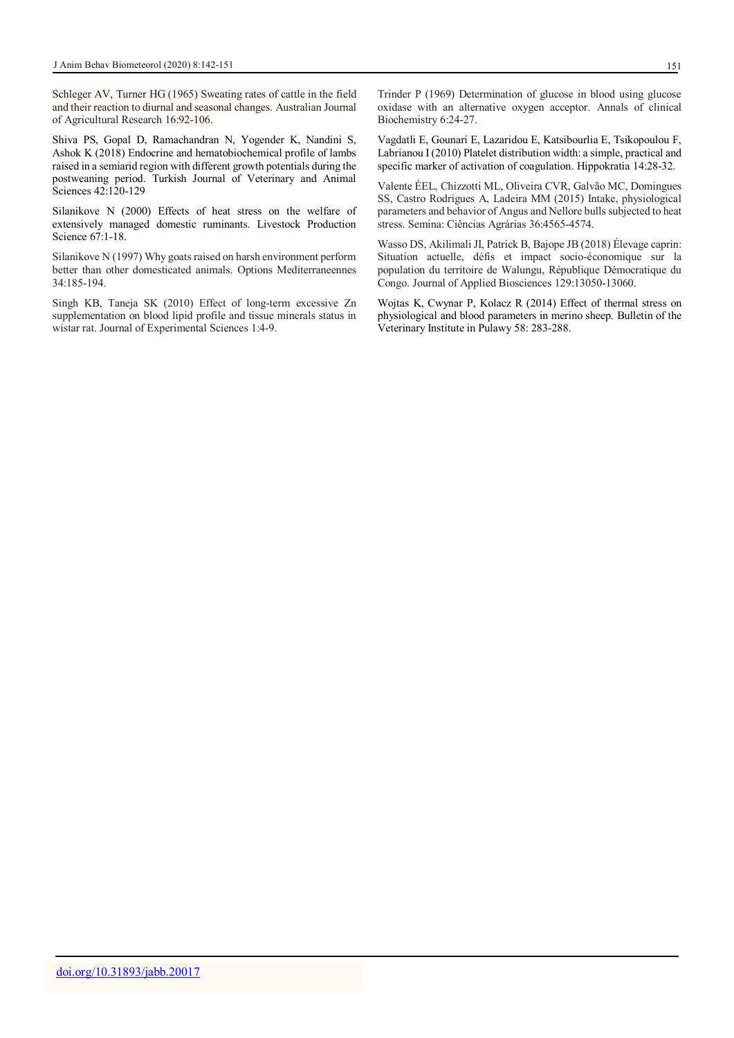Schleger AV, Turner HG (1965) Sweating rates of cattle in the field and their reaction to diurnal and seasonal changes. Australian Journal of Agricultural Research 16:92-106.

Shiva PS, Gopal D, Ramachandran N, Yogender K, Nandini S, Ashok K (2018) Endocrine and hematobiochemical profile of lambs raised in a semiarid region with different growth potentials during the postweaning period. Turkish Journal of Veterinary and Animal Sciences 42:120-129

Silanikove N (2000) Effects of heat stress on the welfare of extensively managed domestic ruminants. Livestock Production Science 67:1-18.

Silanikove N (1997) Why goats raised on harsh environment perform better than other domesticated animals. Options Mediterraneennes 34:185-194.

Singh KB, Taneja SK (2010) Effect of long-term excessive Zn supplementation on blood lipid profile and tissue minerals status in wistar rat. Journal of Experimental Sciences 1:4-9.

Trinder P (1969) Determination of glucose in blood using glucose oxidase with an alternative oxygen acceptor. Annals of clinical Biochemistry 6:24-27.

Vagdatli E, Gounari E, Lazaridou E, Katsibourlia E, Tsikopoulou F, Labrianou I (2010) Platelet distribution width: a simple, practical and specific marker of activation of coagulation. Hippokratia 14:28-32.

Valente ÉEL, Chizzotti ML, Oliveira CVR, Galvão MC, Domingues SS, Castro Rodrigues A, Ladeira MM (2015) Intake, physiological parameters and behavior of Angus and Nellore bulls subjected to heat stress. Semina: Ciências Agrárias 36:4565-4574.

Wasso DS, Akilimali JI, Patrick B, Bajope JB (2018) Élevage caprin: Situation actuelle, défis et impact socio-économique sur la population du territoire de Walungu, République Démocratique du Congo. Journal of Applied Biosciences 129:13050-13060.

Wojtas K, Cwynar P, Kolacz R (2014) Effect of thermal stress on physiological and blood parameters in merino sheep. Bulletin of the Veterinary Institute in Pulawy 58: 283-288.